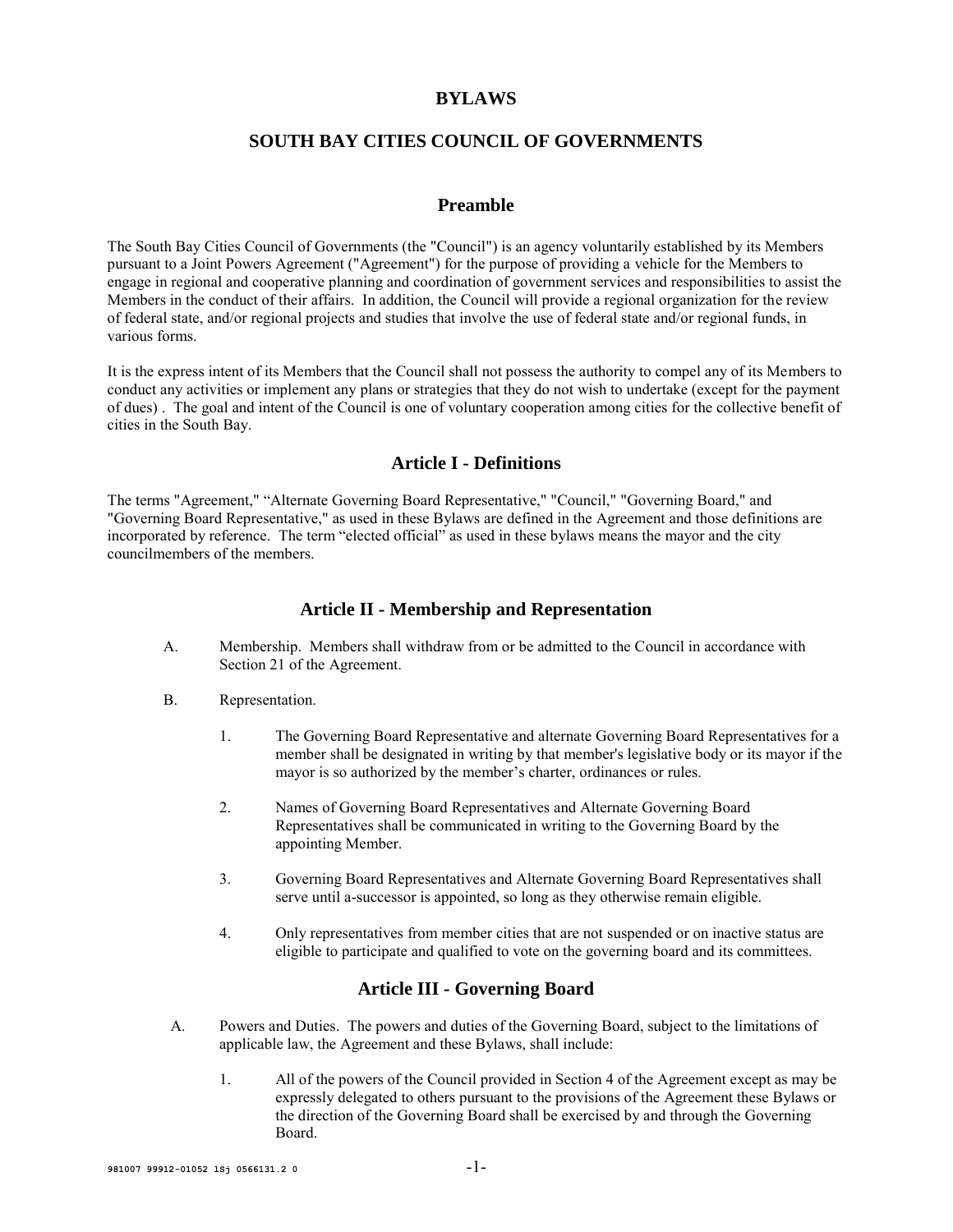# BYLAWS

# SOUTH BAY CITIES COUNCIL OF GOVERNMENTS

## Preamble

The South Bay Cities Council of Governments (the "Council") is an agency voluntarily established by its Members pursuant to a Joint Powers Agreement ("Agreement") for the purpose of providing a vehicle for the Members to engage in regional and cooperative planning and coordination of government services and responsibilities to assist the Members in the conduct of their affairs. In addition, the Council will provide a regional organization for the review of federal state, and/or regional projects and studies that involve the use of federal state and/or regional funds, in various forms.

It is the express intent of its Members that the Council shall not possess the authority to compel any of its Members to conduct any activities or implement any plans or strategies that they do not wish to undertake (except for the payment of dues) . The goal and intent of the Council is one of voluntary cooperation among cities for the collective benefit of cities in the South Bay.

## Article I - Definitions

The terms "Agreement," "Alternate Governing Board Representative," "Council," "Governing Board," and "Governing Board Representative," as used in these Bylaws are defined in the Agreement and those definitions are incorporated by reference. The term "elected official" as used in these bylaws means the mayor and the city councilmembers of the members.

## Article II - Membership and Representation

A. Membership. Members shall withdraw from or be admitted to the Council in accordance with Section 21 of the Agreement.

B. Representation.

1. The Governing Board Representative and alternate Governing Board Representatives for a member shall be designated in writing by that member's legislative body or its mayor if the mayor is so authorized by the member's charter, ordinances or rules.

2. Names of Governing Board Representatives and Alternate Governing Board Representatives shall be communicated in writing to the Governing Board by the appointing Member.

3. Governing Board Representatives and Alternate Governing Board Representatives shall serve until a-successor is appointed, so long as they otherwise remain eligible.

4. Only representatives from member cities that are not suspended or on inactive status are eligible to participate and qualified to vote on the governing board and its committees.

## Article III - Governing Board

A. Powers and Duties. The powers and duties of the Governing Board, subject to the limitations of applicable law, the Agreement and these Bylaws, shall include:

1. All of the powers of the Council provided in Section 4 of the Agreement except as may be expressly delegated to others pursuant to the provisions of the Agreement these Bylaws or the direction of the Governing Board shall be exercised by and through the Governing Board.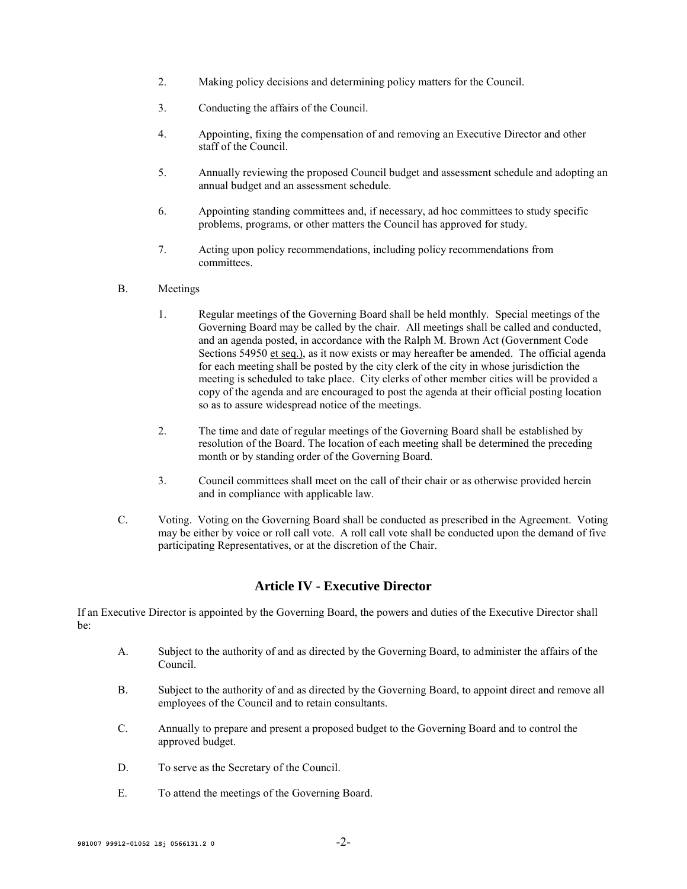2. Making policy decisions and determining policy matters for the Council.

3. Conducting the affairs of the Council.

4. Appointing, fixing the compensation of and removing an Executive Director and other staff of the Council.

5. Annually reviewing the proposed Council budget and assessment schedule and adopting an annual budget and an assessment schedule.

6. Appointing standing committees and, if necessary, ad hoc committees to study specific problems, programs, or other matters the Council has approved for study.

7. Acting upon policy recommendations, including policy recommendations from committees.

B. Meetings

1. Regular meetings of the Governing Board shall be held monthly. Special meetings of the Governing Board may be called by the chair. All meetings shall be called and conducted, and an agenda posted, in accordance with the Ralph M. Brown Act (Government Code Sections 54950 et seq.), as it now exists or may hereafter be amended. The official agenda for each meeting shall be posted by the city clerk of the city in whose jurisdiction the meeting is scheduled to take place. City clerks of other member cities will be provided a copy of the agenda and are encouraged to post the agenda at their official posting location so as to assure widespread notice of the meetings.

2. The time and date of regular meetings of the Governing Board shall be established by resolution of the Board. The location of each meeting shall be determined the preceding month or by standing order of the Governing Board.

3. Council committees shall meet on the call of their chair or as otherwise provided herein and in compliance with applicable law.

C. Voting. Voting on the Governing Board shall be conducted as prescribed in the Agreement. Voting may be either by voice or roll call vote. A roll call vote shall be conducted upon the demand of five participating Representatives, or at the discretion of the Chair.

## Article IV - Executive Director

If an Executive Director is appointed by the Governing Board, the powers and duties of the Executive Director shall be:

A. Subject to the authority of and as directed by the Governing Board, to administer the affairs of the Council.

B. Subject to the authority of and as directed by the Governing Board, to appoint direct and remove all employees of the Council and to retain consultants.

C. Annually to prepare and present a proposed budget to the Governing Board and to control the approved budget.

D. To serve as the Secretary of the Council.

E. To attend the meetings of the Governing Board.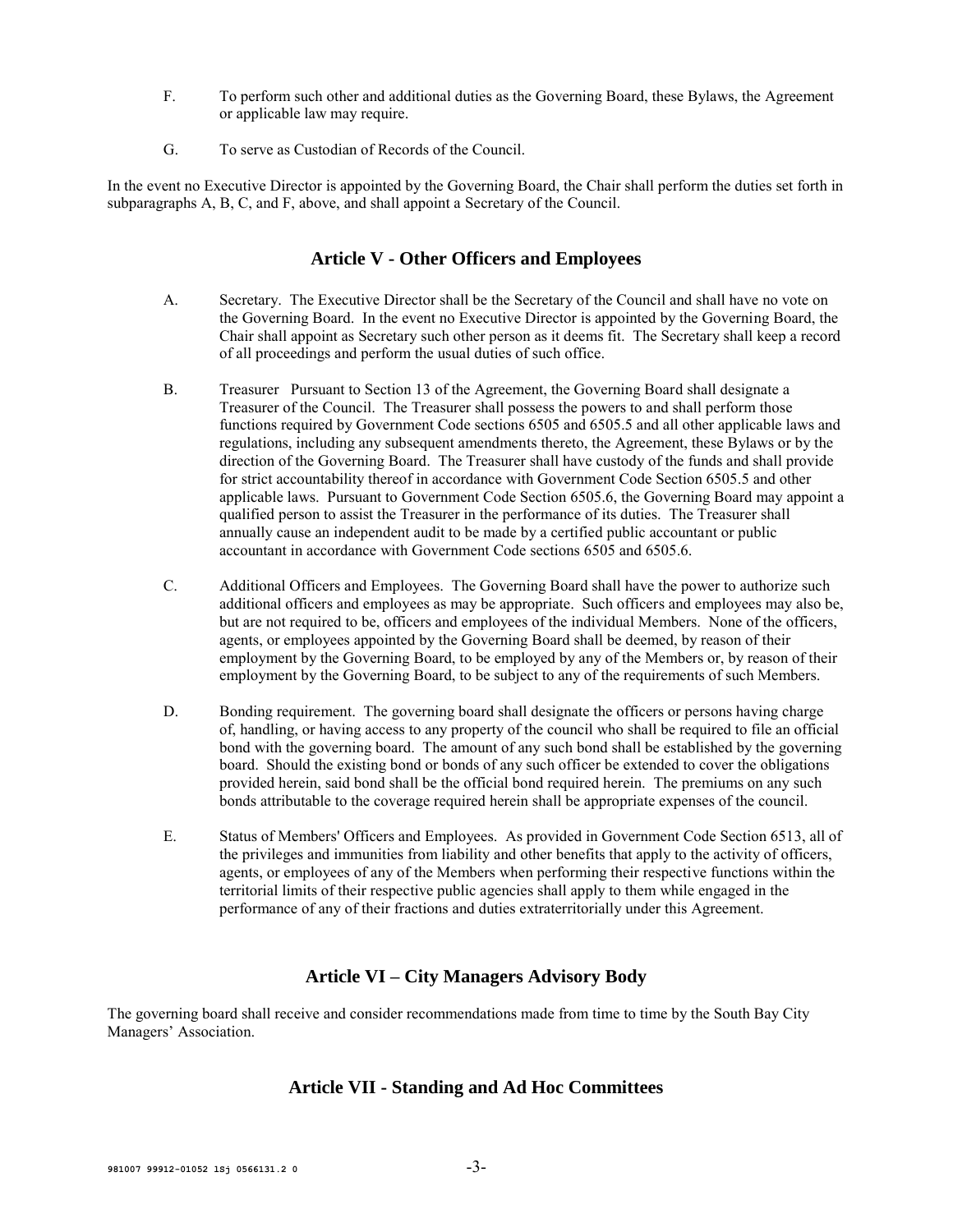F. To perform such other and additional duties as the Governing Board, these Bylaws, the Agreement or applicable law may require.

G. To serve as Custodian of Records of the Council.

In the event no Executive Director is appointed by the Governing Board, the Chair shall perform the duties set forth in subparagraphs A, B, C, and F, above, and shall appoint a Secretary of the Council.

## Article V - Other Officers and Employees

A. Secretary. The Executive Director shall be the Secretary of the Council and shall have no vote on the Governing Board. In the event no Executive Director is appointed by the Governing Board, the Chair shall appoint as Secretary such other person as it deems fit. The Secretary shall keep a record of all proceedings and perform the usual duties of such office.

B. Treasurer Pursuant to Section 13 of the Agreement, the Governing Board shall designate a Treasurer of the Council. The Treasurer shall possess the powers to and shall perform those functions required by Government Code sections 6505 and 6505.5 and all other applicable laws and regulations, including any subsequent amendments thereto, the Agreement, these Bylaws or by the direction of the Governing Board. The Treasurer shall have custody of the funds and shall provide for strict accountability thereof in accordance with Government Code Section 6505.5 and other applicable laws. Pursuant to Government Code Section 6505.6, the Governing Board may appoint a qualified person to assist the Treasurer in the performance of its duties. The Treasurer shall annually cause an independent audit to be made by a certified public accountant or public accountant in accordance with Government Code sections 6505 and 6505.6.

C. Additional Officers and Employees. The Governing Board shall have the power to authorize such additional officers and employees as may be appropriate. Such officers and employees may also be, but are not required to be, officers and employees of the individual Members. None of the officers, agents, or employees appointed by the Governing Board shall be deemed, by reason of their employment by the Governing Board, to be employed by any of the Members or, by reason of their employment by the Governing Board, to be subject to any of the requirements of such Members.

D. Bonding requirement. The governing board shall designate the officers or persons having charge of, handling, or having access to any property of the council who shall be required to file an official bond with the governing board. The amount of any such bond shall be established by the governing board. Should the existing bond or bonds of any such officer be extended to cover the obligations provided herein, said bond shall be the official bond required herein. The premiums on any such bonds attributable to the coverage required herein shall be appropriate expenses of the council.

E. Status of Members' Officers and Employees. As provided in Government Code Section 6513, all of the privileges and immunities from liability and other benefits that apply to the activity of officers, agents, or employees of any of the Members when performing their respective functions within the territorial limits of their respective public agencies shall apply to them while engaged in the performance of any of their fractions and duties extraterritorially under this Agreement.

## Article VI – City Managers Advisory Body

The governing board shall receive and consider recommendations made from time to time by the South Bay City Managers' Association.

## Article VII - Standing and Ad Hoc Committees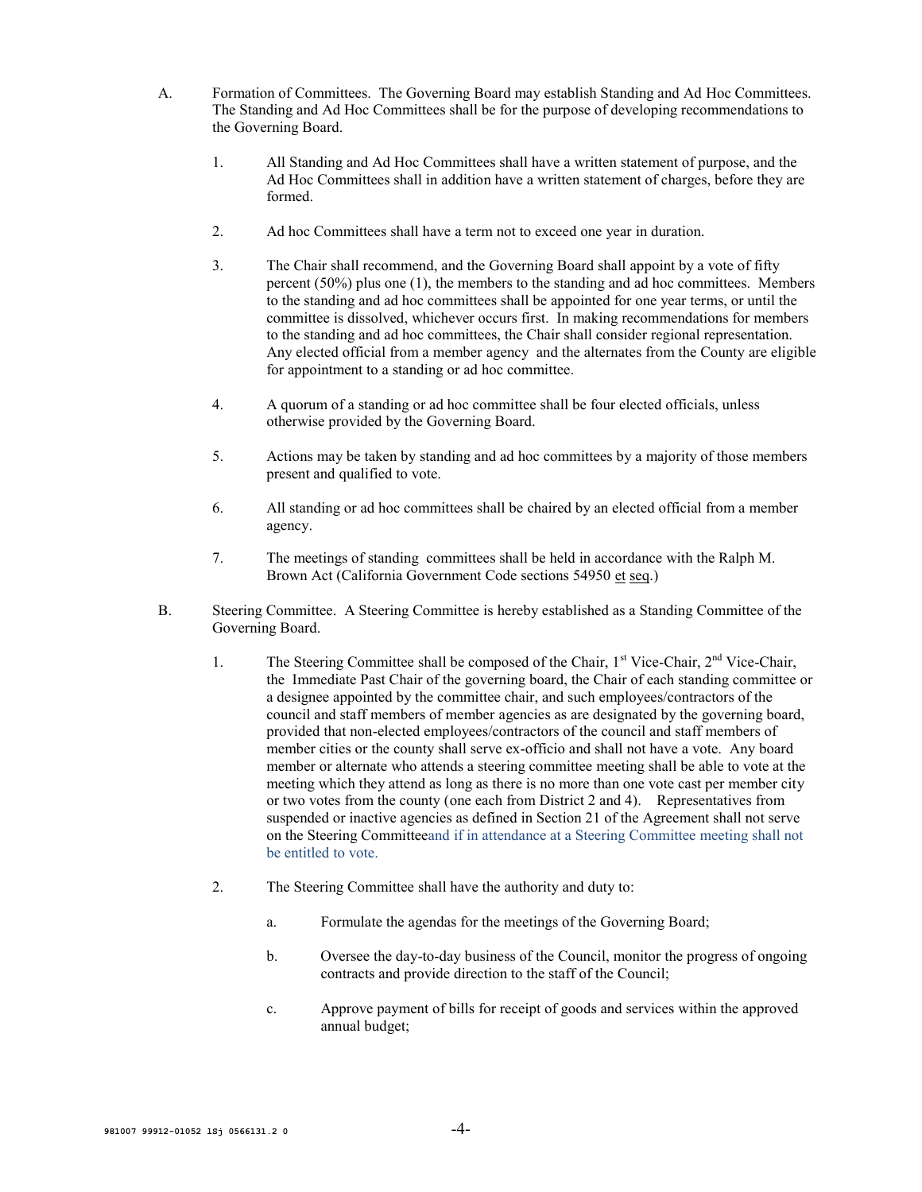A. Formation of Committees. The Governing Board may establish Standing and Ad Hoc Committees. The Standing and Ad Hoc Committees shall be for the purpose of developing recommendations to the Governing Board.

   1. All Standing and Ad Hoc Committees shall have a written statement of purpose, and the Ad Hoc Committees shall in addition have a written statement of charges, before they are formed.

   2. Ad hoc Committees shall have a term not to exceed one year in duration.

   3. The Chair shall recommend, and the Governing Board shall appoint by a vote of fifty percent (50%) plus one (1), the members to the standing and ad hoc committees. Members to the standing and ad hoc committees shall be appointed for one year terms, or until the committee is dissolved, whichever occurs first. In making recommendations for members to the standing and ad hoc committees, the Chair shall consider regional representation. Any elected official from a member agency and the alternates from the County are eligible for appointment to a standing or ad hoc committee.

   4. A quorum of a standing or ad hoc committee shall be four elected officials, unless otherwise provided by the Governing Board.

   5. Actions may be taken by standing and ad hoc committees by a majority of those members present and qualified to vote.

   6. All standing or ad hoc committees shall be chaired by an elected official from a member agency.

   7. The meetings of standing committees shall be held in accordance with the Ralph M. Brown Act (California Government Code sections 54950 et seq.)

B. Steering Committee. A Steering Committee is hereby established as a Standing Committee of the Governing Board.

   1. The Steering Committee shall be composed of the Chair, 1st Vice-Chair, 2nd Vice-Chair, the Immediate Past Chair of the governing board, the Chair of each standing committee or a designee appointed by the committee chair, and such employees/contractors of the council and staff members of member agencies as are designated by the governing board, provided that non-elected employees/contractors of the council and staff members of member cities or the county shall serve ex-officio and shall not have a vote. Any board member or alternate who attends a steering committee meeting shall be able to vote at the meeting which they attend as long as there is no more than one vote cast per member city or two votes from the county (one each from District 2 and 4). Representatives from suspended or inactive agencies as defined in Section 21 of the Agreement shall not serve on the Steering Committeeand if in attendance at a Steering Committee meeting shall not be entitled to vote.

   2. The Steering Committee shall have the authority and duty to:

      a. Formulate the agendas for the meetings of the Governing Board;

      b. Oversee the day-to-day business of the Council, monitor the progress of ongoing contracts and provide direction to the staff of the Council;

      c. Approve payment of bills for receipt of goods and services within the approved annual budget;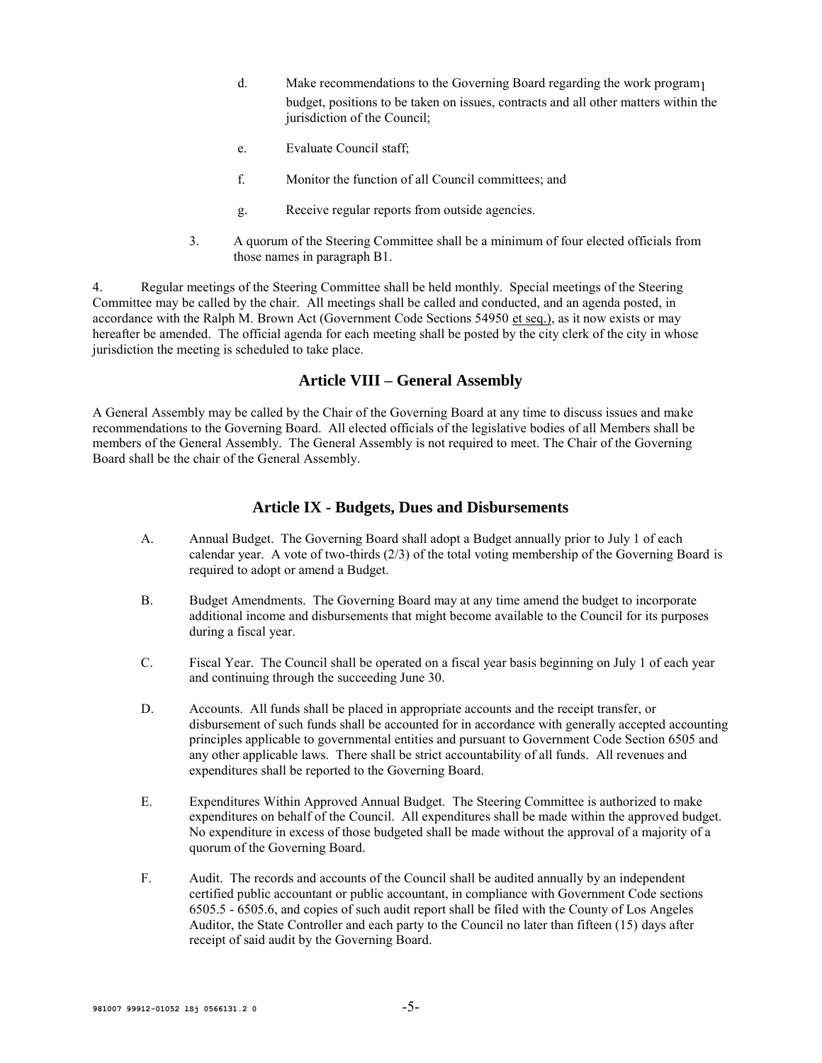d. Make recommendations to the Governing Board regarding the work program budget, positions to be taken on issues, contracts and all other matters within the jurisdiction of the Council;

e. Evaluate Council staff;

f. Monitor the function of all Council committees; and

g. Receive regular reports from outside agencies.

3. A quorum of the Steering Committee shall be a minimum of four elected officials from those names in paragraph B1.

4. Regular meetings of the Steering Committee shall be held monthly. Special meetings of the Steering Committee may be called by the chair. All meetings shall be called and conducted, and an agenda posted, in accordance with the Ralph M. Brown Act (Government Code Sections 54950 et seq.), as it now exists or may hereafter be amended. The official agenda for each meeting shall be posted by the city clerk of the city in whose jurisdiction the meeting is scheduled to take place.

## Article VIII – General Assembly

A General Assembly may be called by the Chair of the Governing Board at any time to discuss issues and make recommendations to the Governing Board. All elected officials of the legislative bodies of all Members shall be members of the General Assembly. The General Assembly is not required to meet. The Chair of the Governing Board shall be the chair of the General Assembly.

## Article IX - Budgets, Dues and Disbursements

A. Annual Budget. The Governing Board shall adopt a Budget annually prior to July 1 of each calendar year. A vote of two-thirds (2/3) of the total voting membership of the Governing Board is required to adopt or amend a Budget.

B. Budget Amendments. The Governing Board may at any time amend the budget to incorporate additional income and disbursements that might become available to the Council for its purposes during a fiscal year.

C. Fiscal Year. The Council shall be operated on a fiscal year basis beginning on July 1 of each year and continuing through the succeeding June 30.

D. Accounts. All funds shall be placed in appropriate accounts and the receipt transfer, or disbursement of such funds shall be accounted for in accordance with generally accepted accounting principles applicable to governmental entities and pursuant to Government Code Section 6505 and any other applicable laws. There shall be strict accountability of all funds. All revenues and expenditures shall be reported to the Governing Board.

E. Expenditures Within Approved Annual Budget. The Steering Committee is authorized to make expenditures on behalf of the Council. All expenditures shall be made within the approved budget. No expenditure in excess of those budgeted shall be made without the approval of a majority of a quorum of the Governing Board.

F. Audit. The records and accounts of the Council shall be audited annually by an independent certified public accountant or public accountant, in compliance with Government Code sections 6505.5 - 6505.6, and copies of such audit report shall be filed with the County of Los Angeles Auditor, the State Controller and each party to the Council no later than fifteen (15) days after receipt of said audit by the Governing Board.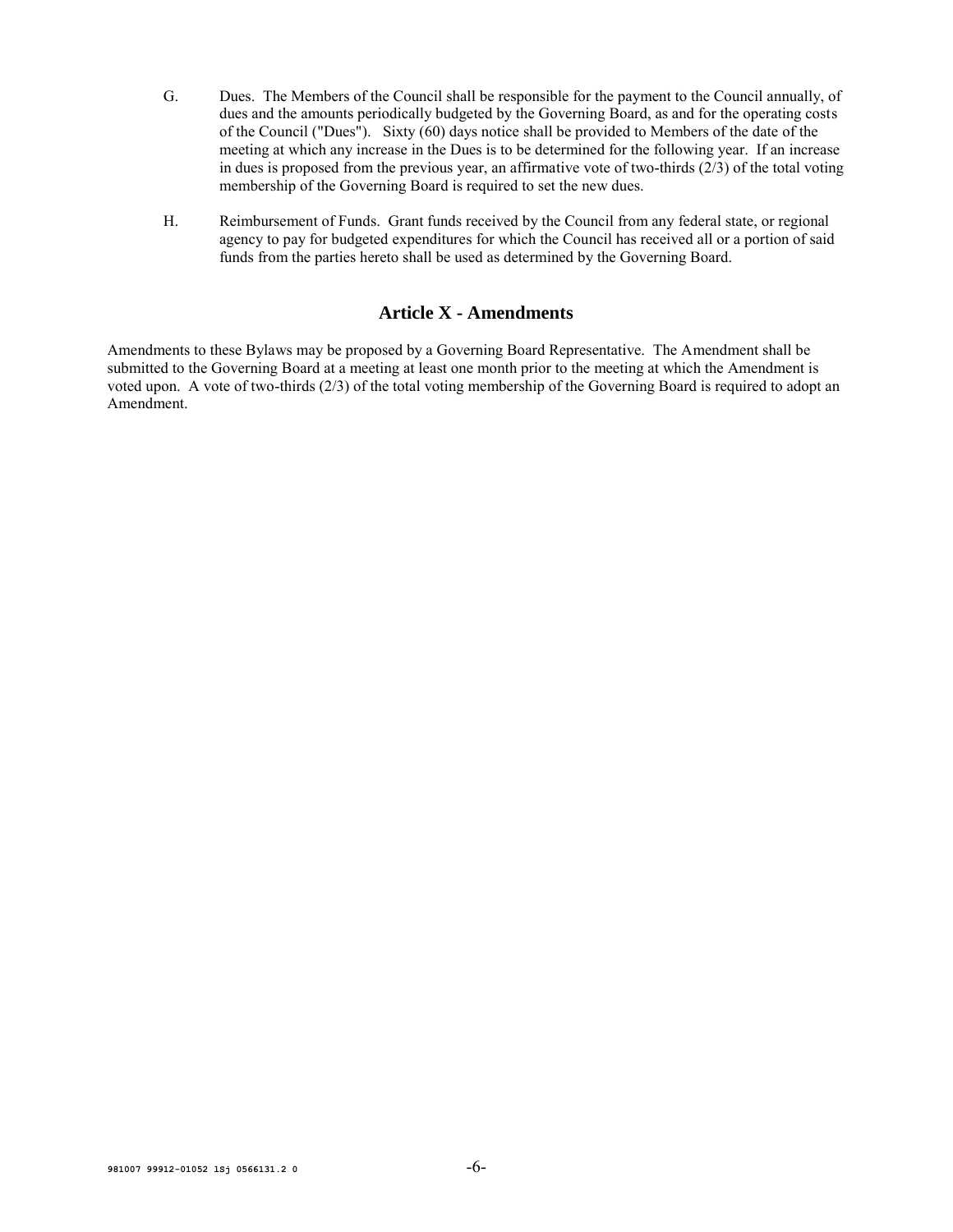G. Dues. The Members of the Council shall be responsible for the payment to the Council annually, of dues and the amounts periodically budgeted by the Governing Board, as and for the operating costs of the Council ("Dues"). Sixty (60) days notice shall be provided to Members of the date of the meeting at which any increase in the Dues is to be determined for the following year. If an increase in dues is proposed from the previous year, an affirmative vote of two-thirds (2/3) of the total voting membership of the Governing Board is required to set the new dues.

H. Reimbursement of Funds. Grant funds received by the Council from any federal state, or regional agency to pay for budgeted expenditures for which the Council has received all or a portion of said funds from the parties hereto shall be used as determined by the Governing Board.

## Article X - Amendments

Amendments to these Bylaws may be proposed by a Governing Board Representative. The Amendment shall be submitted to the Governing Board at a meeting at least one month prior to the meeting at which the Amendment is voted upon. A vote of two-thirds (2/3) of the total voting membership of the Governing Board is required to adopt an Amendment.